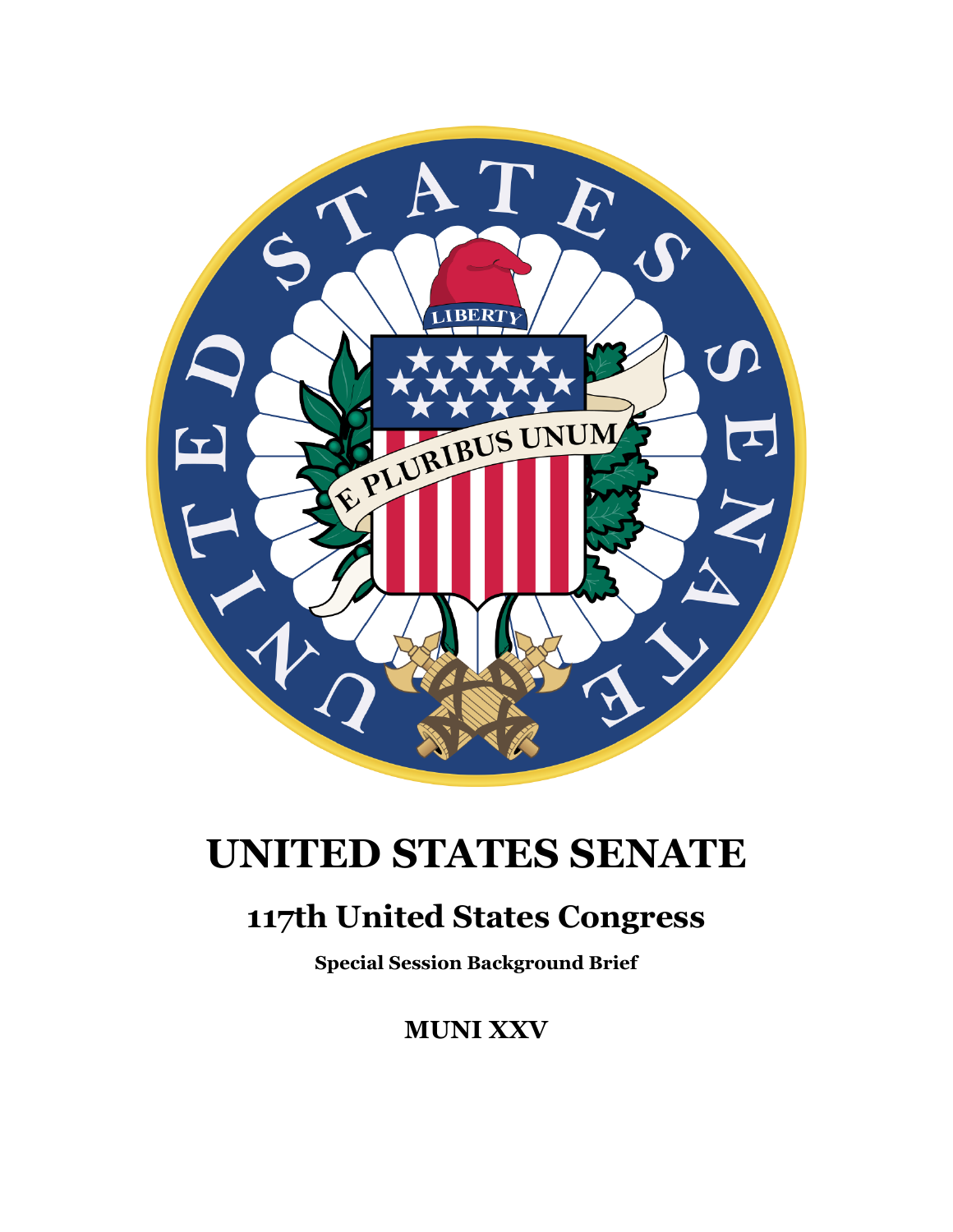# UNITED STATES SENATE

## 117th United States Congress

**Special Session Background Brief**

**MUNI XXV**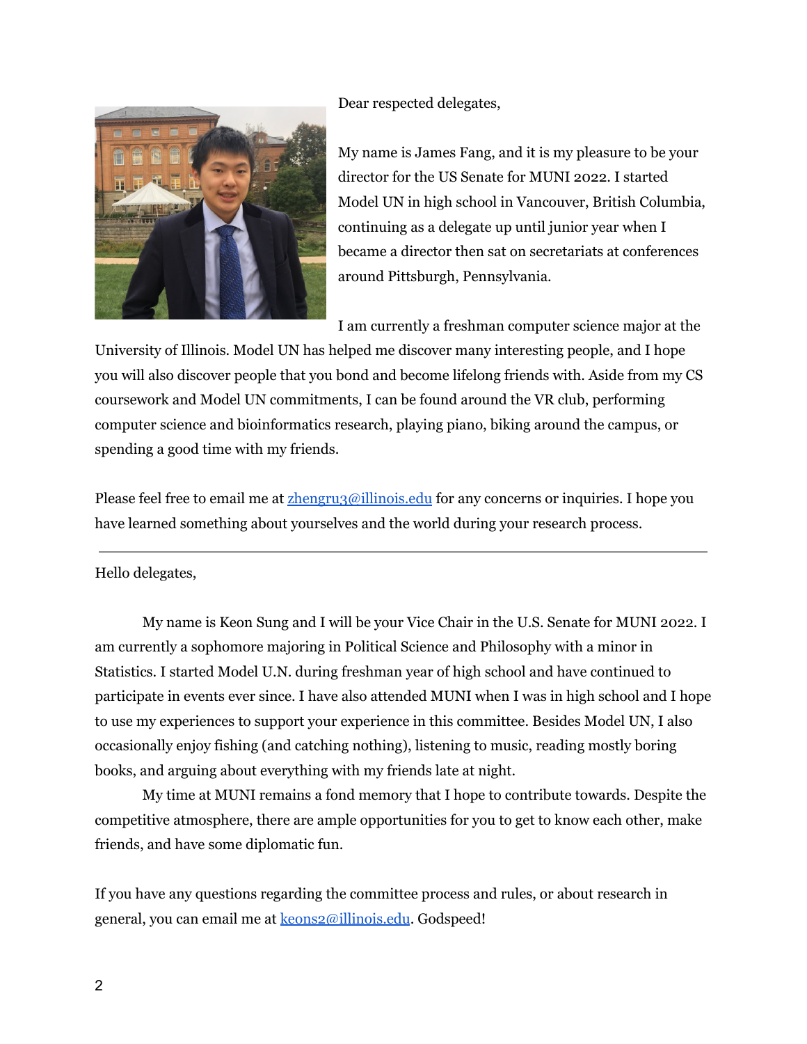Dear respected delegates,

My name is James Fang, and it is my pleasure to be your director for the US Senate for MUNI 2022. I started Model UN in high school in Vancouver, British Columbia, continuing as a delegate up until junior year when I became a director then sat on secretariats at conferences around Pittsburgh, Pennsylvania.

I am currently a freshman computer science major at the University of Illinois. Model UN has helped me discover many interesting people, and I hope you will also discover people that you bond and become lifelong friends with. Aside from my CS coursework and Model UN commitments, I can be found around the VR club, performing computer science and bioinformatics research, playing piano, biking around the campus, or spending a good time with my friends.

Please feel free to email me at zhengru3@illinois.edu for any concerns or inquiries. I hope you have learned something about yourselves and the world during your research process.

---

Hello delegates,

My name is Keon Sung and I will be your Vice Chair in the U.S. Senate for MUNI 2022. I am currently a sophomore majoring in Political Science and Philosophy with a minor in Statistics. I started Model U.N. during freshman year of high school and have continued to participate in events ever since. I have also attended MUNI when I was in high school and I hope to use my experiences to support your experience in this committee. Besides Model UN, I also occasionally enjoy fishing (and catching nothing), listening to music, reading mostly boring books, and arguing about everything with my friends late at night.

My time at MUNI remains a fond memory that I hope to contribute towards. Despite the competitive atmosphere, there are ample opportunities for you to get to know each other, make friends, and have some diplomatic fun.

If you have any questions regarding the committee process and rules, or about research in general, you can email me at keons2@illinois.edu. Godspeed!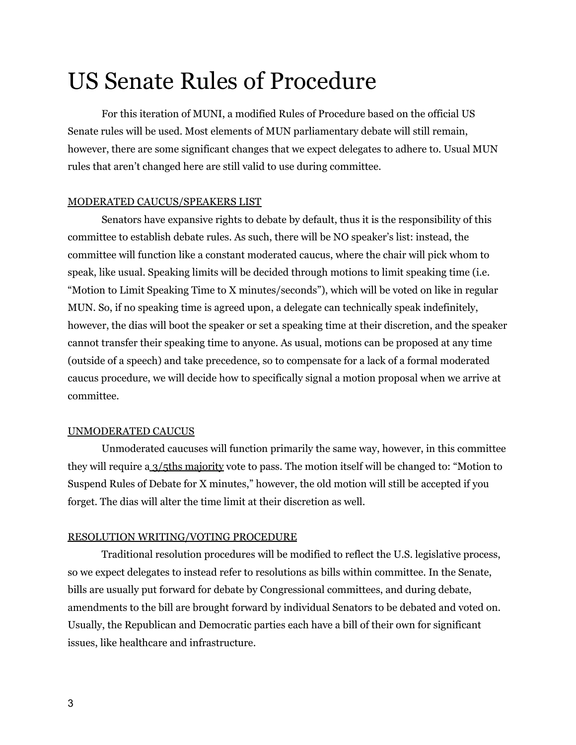# US Senate Rules of Procedure

For this iteration of MUNI, a modified Rules of Procedure based on the official US Senate rules will be used. Most elements of MUN parliamentary debate will still remain, however, there are some significant changes that we expect delegates to adhere to. Usual MUN rules that aren't changed here are still valid to use during committee.

## MODERATED CAUCUS/SPEAKERS LIST

Senators have expansive rights to debate by default, thus it is the responsibility of this committee to establish debate rules. As such, there will be NO speaker's list: instead, the committee will function like a constant moderated caucus, where the chair will pick whom to speak, like usual. Speaking limits will be decided through motions to limit speaking time (i.e. "Motion to Limit Speaking Time to X minutes/seconds"), which will be voted on like in regular MUN. So, if no speaking time is agreed upon, a delegate can technically speak indefinitely, however, the dias will boot the speaker or set a speaking time at their discretion, and the speaker cannot transfer their speaking time to anyone. As usual, motions can be proposed at any time (outside of a speech) and take precedence, so to compensate for a lack of a formal moderated caucus procedure, we will decide how to specifically signal a motion proposal when we arrive at committee.

## UNMODERATED CAUCUS

Unmoderated caucuses will function primarily the same way, however, in this committee they will require a 3/5ths majority vote to pass. The motion itself will be changed to: "Motion to Suspend Rules of Debate for X minutes," however, the old motion will still be accepted if you forget. The dias will alter the time limit at their discretion as well.

## RESOLUTION WRITING/VOTING PROCEDURE

Traditional resolution procedures will be modified to reflect the U.S. legislative process, so we expect delegates to instead refer to resolutions as bills within committee. In the Senate, bills are usually put forward for debate by Congressional committees, and during debate, amendments to the bill are brought forward by individual Senators to be debated and voted on. Usually, the Republican and Democratic parties each have a bill of their own for significant issues, like healthcare and infrastructure.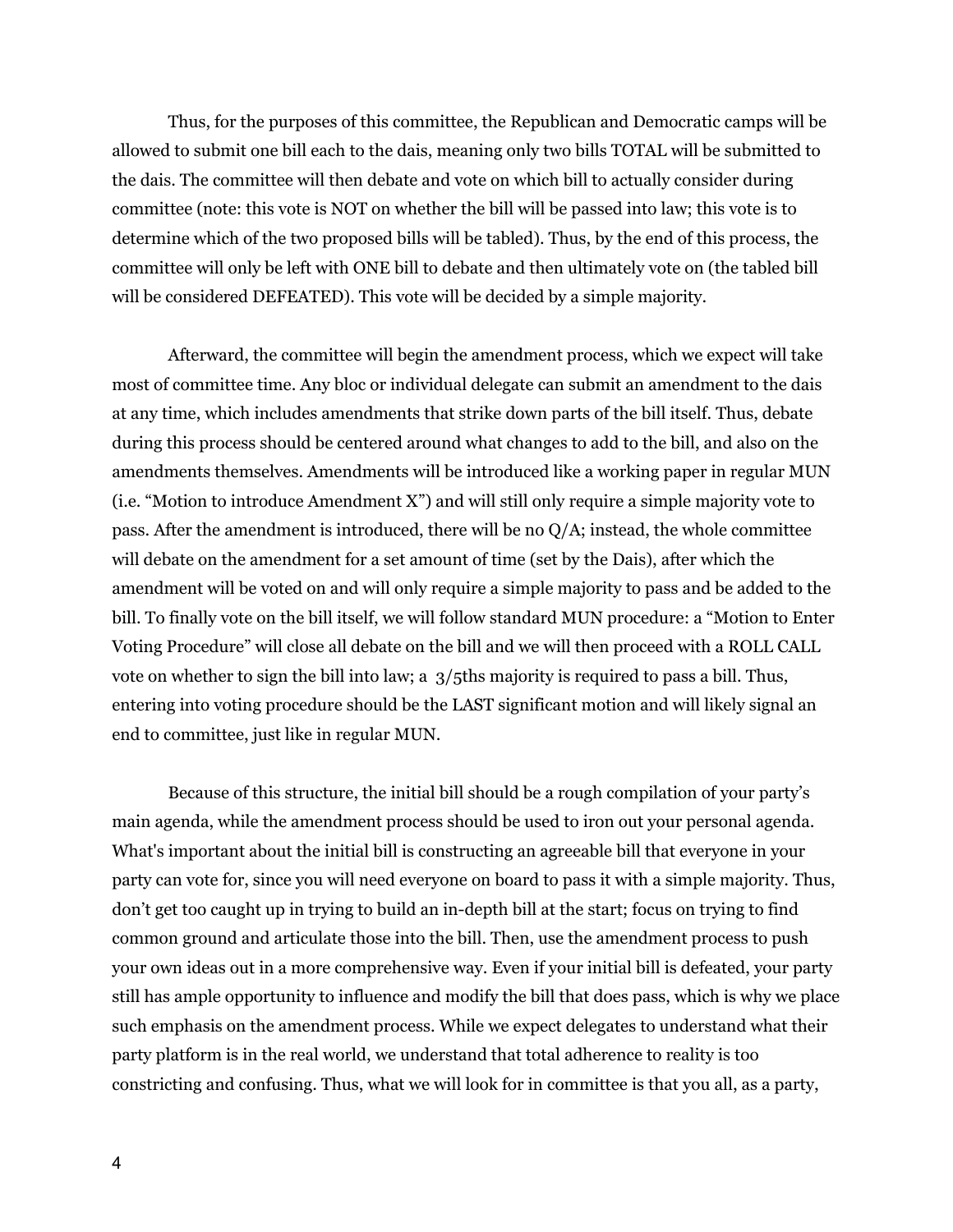Thus, for the purposes of this committee, the Republican and Democratic camps will be allowed to submit one bill each to the dais, meaning only two bills TOTAL will be submitted to the dais. The committee will then debate and vote on which bill to actually consider during committee (note: this vote is NOT on whether the bill will be passed into law; this vote is to determine which of the two proposed bills will be tabled). Thus, by the end of this process, the committee will only be left with ONE bill to debate and then ultimately vote on (the tabled bill will be considered DEFEATED). This vote will be decided by a simple majority.

Afterward, the committee will begin the amendment process, which we expect will take most of committee time. Any bloc or individual delegate can submit an amendment to the dais at any time, which includes amendments that strike down parts of the bill itself. Thus, debate during this process should be centered around what changes to add to the bill, and also on the amendments themselves. Amendments will be introduced like a working paper in regular MUN (i.e. "Motion to introduce Amendment X") and will still only require a simple majority vote to pass. After the amendment is introduced, there will be no Q/A; instead, the whole committee will debate on the amendment for a set amount of time (set by the Dais), after which the amendment will be voted on and will only require a simple majority to pass and be added to the bill. To finally vote on the bill itself, we will follow standard MUN procedure: a "Motion to Enter Voting Procedure" will close all debate on the bill and we will then proceed with a ROLL CALL vote on whether to sign the bill into law; a 3/5ths majority is required to pass a bill. Thus, entering into voting procedure should be the LAST significant motion and will likely signal an end to committee, just like in regular MUN.

Because of this structure, the initial bill should be a rough compilation of your party's main agenda, while the amendment process should be used to iron out your personal agenda. What's important about the initial bill is constructing an agreeable bill that everyone in your party can vote for, since you will need everyone on board to pass it with a simple majority. Thus, don't get too caught up in trying to build an in-depth bill at the start; focus on trying to find common ground and articulate those into the bill. Then, use the amendment process to push your own ideas out in a more comprehensive way. Even if your initial bill is defeated, your party still has ample opportunity to influence and modify the bill that does pass, which is why we place such emphasis on the amendment process. While we expect delegates to understand what their party platform is in the real world, we understand that total adherence to reality is too constricting and confusing. Thus, what we will look for in committee is that you all, as a party,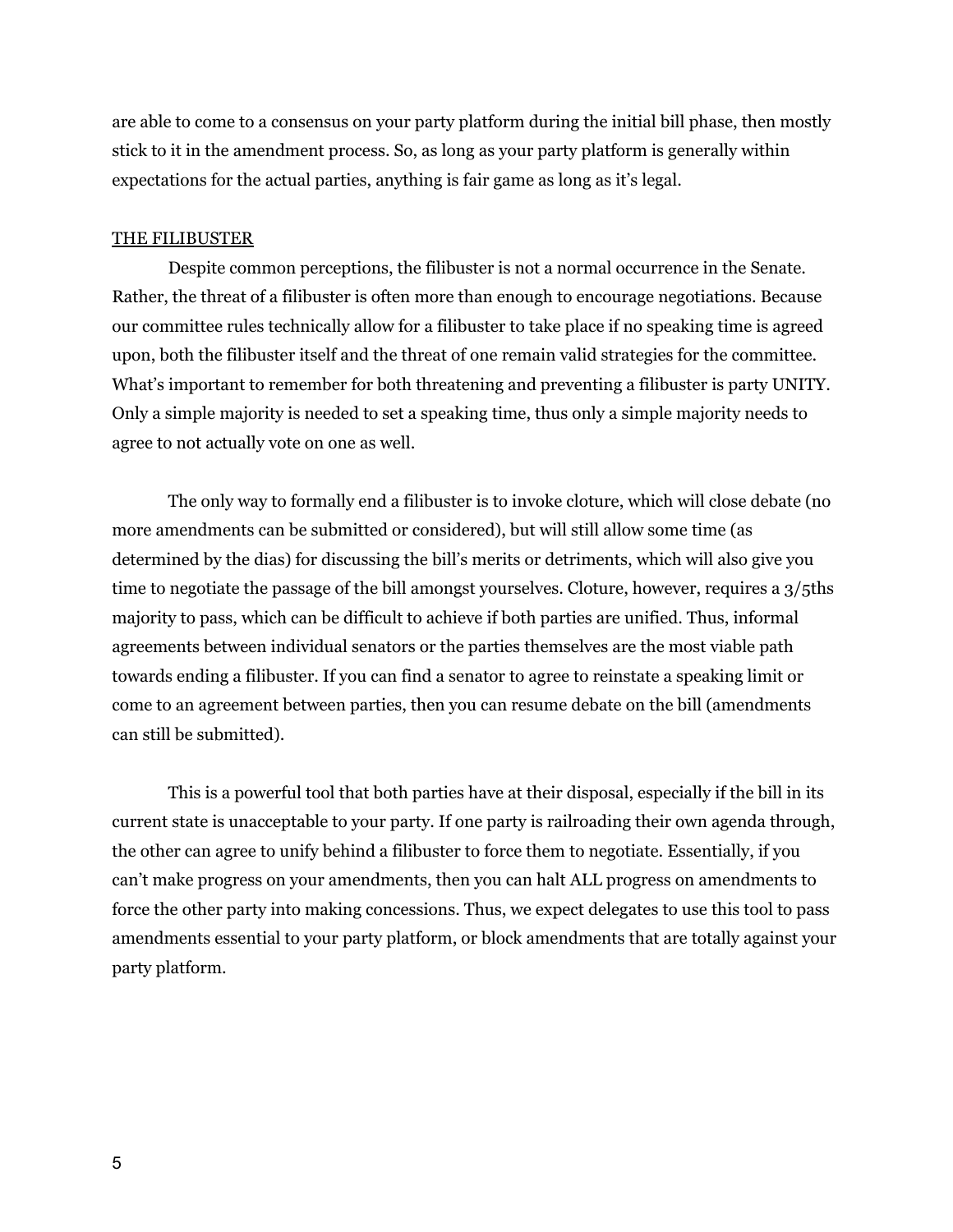are able to come to a consensus on your party platform during the initial bill phase, then mostly stick to it in the amendment process. So, as long as your party platform is generally within expectations for the actual parties, anything is fair game as long as it's legal.

## THE FILIBUSTER

Despite common perceptions, the filibuster is not a normal occurrence in the Senate. Rather, the threat of a filibuster is often more than enough to encourage negotiations. Because our committee rules technically allow for a filibuster to take place if no speaking time is agreed upon, both the filibuster itself and the threat of one remain valid strategies for the committee. What's important to remember for both threatening and preventing a filibuster is party UNITY. Only a simple majority is needed to set a speaking time, thus only a simple majority needs to agree to not actually vote on one as well.

The only way to formally end a filibuster is to invoke cloture, which will close debate (no more amendments can be submitted or considered), but will still allow some time (as determined by the dias) for discussing the bill's merits or detriments, which will also give you time to negotiate the passage of the bill amongst yourselves. Cloture, however, requires a 3/5ths majority to pass, which can be difficult to achieve if both parties are unified. Thus, informal agreements between individual senators or the parties themselves are the most viable path towards ending a filibuster. If you can find a senator to agree to reinstate a speaking limit or come to an agreement between parties, then you can resume debate on the bill (amendments can still be submitted).

This is a powerful tool that both parties have at their disposal, especially if the bill in its current state is unacceptable to your party. If one party is railroading their own agenda through, the other can agree to unify behind a filibuster to force them to negotiate. Essentially, if you can't make progress on your amendments, then you can halt ALL progress on amendments to force the other party into making concessions. Thus, we expect delegates to use this tool to pass amendments essential to your party platform, or block amendments that are totally against your party platform.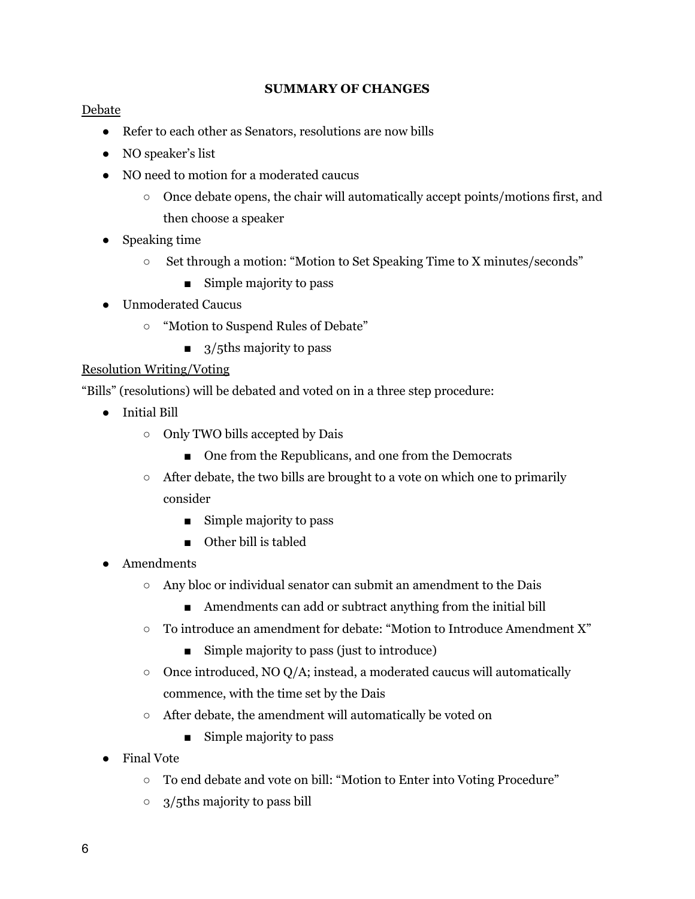## SUMMARY OF CHANGES

Debate

- Refer to each other as Senators, resolutions are now bills
- NO speaker's list
- NO need to motion for a moderated caucus
  - Once debate opens, the chair will automatically accept points/motions first, and then choose a speaker
- Speaking time
  - Set through a motion: "Motion to Set Speaking Time to X minutes/seconds"
    - Simple majority to pass
- Unmoderated Caucus
  - "Motion to Suspend Rules of Debate"
    - 3/5ths majority to pass

Resolution Writing/Voting

"Bills" (resolutions) will be debated and voted on in a three step procedure:

- Initial Bill
  - Only TWO bills accepted by Dais
    - One from the Republicans, and one from the Democrats
  - After debate, the two bills are brought to a vote on which one to primarily consider
    - Simple majority to pass
    - Other bill is tabled
- Amendments
  - Any bloc or individual senator can submit an amendment to the Dais
    - Amendments can add or subtract anything from the initial bill
  - To introduce an amendment for debate: "Motion to Introduce Amendment X"
    - Simple majority to pass (just to introduce)
  - Once introduced, NO Q/A; instead, a moderated caucus will automatically commence, with the time set by the Dais
  - After debate, the amendment will automatically be voted on
    - Simple majority to pass
- Final Vote
  - To end debate and vote on bill: "Motion to Enter into Voting Procedure"
  - 3/5ths majority to pass bill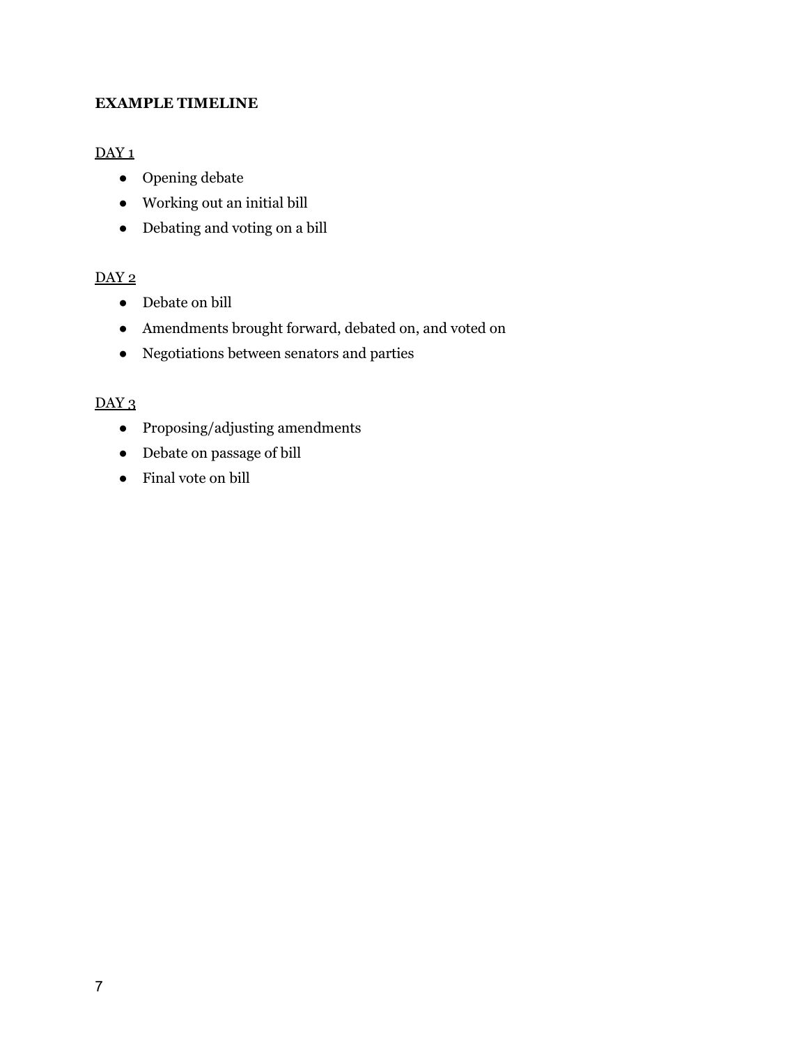**EXAMPLE TIMELINE**

DAY 1

- Opening debate
- Working out an initial bill
- Debating and voting on a bill

DAY 2

- Debate on bill
- Amendments brought forward, debated on, and voted on
- Negotiations between senators and parties

DAY 3

- Proposing/adjusting amendments
- Debate on passage of bill
- Final vote on bill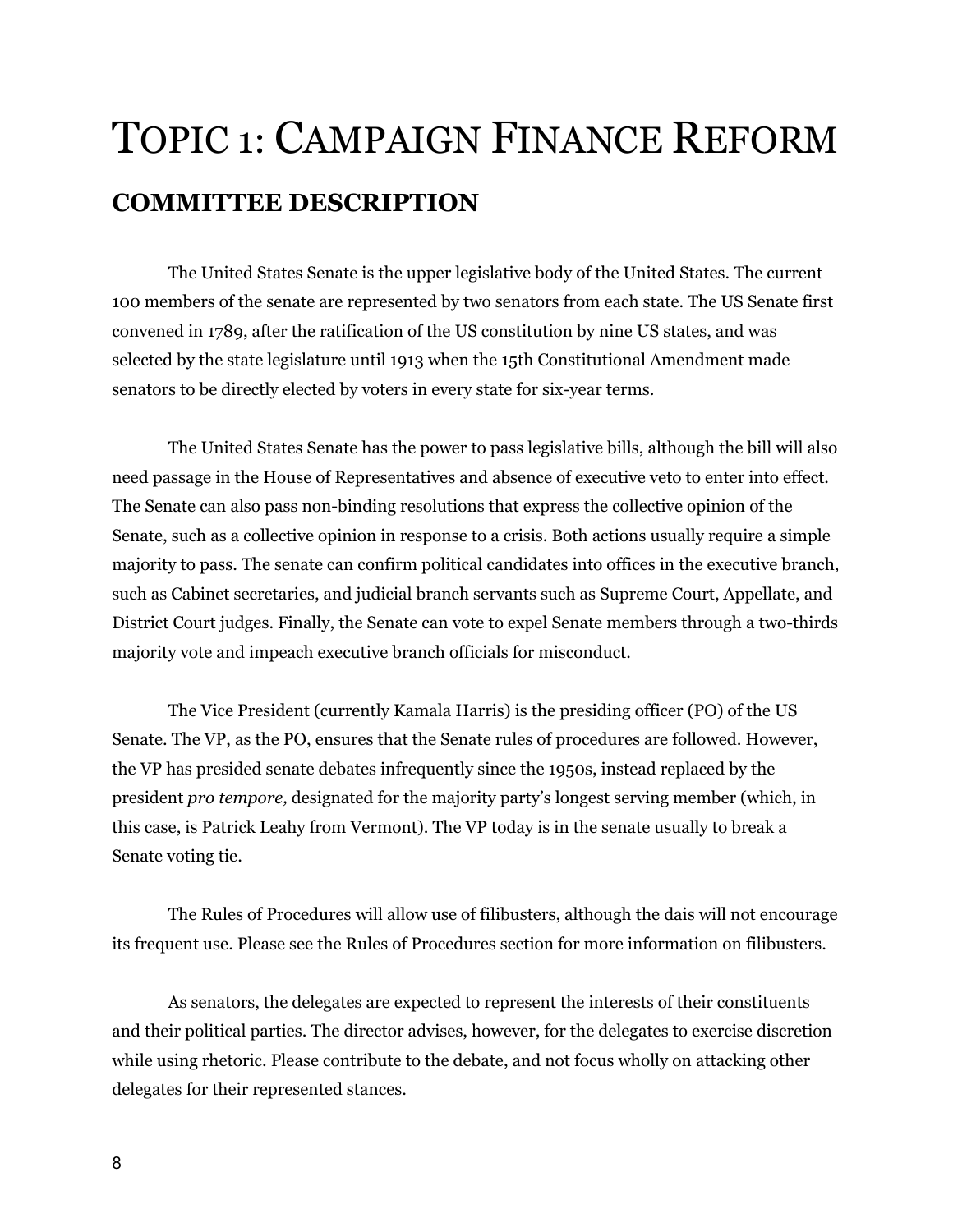# TOPIC 1: CAMPAIGN FINANCE REFORM

## COMMITTEE DESCRIPTION

The United States Senate is the upper legislative body of the United States. The current 100 members of the senate are represented by two senators from each state. The US Senate first convened in 1789, after the ratification of the US constitution by nine US states, and was selected by the state legislature until 1913 when the 15th Constitutional Amendment made senators to be directly elected by voters in every state for six-year terms.

The United States Senate has the power to pass legislative bills, although the bill will also need passage in the House of Representatives and absence of executive veto to enter into effect. The Senate can also pass non-binding resolutions that express the collective opinion of the Senate, such as a collective opinion in response to a crisis. Both actions usually require a simple majority to pass. The senate can confirm political candidates into offices in the executive branch, such as Cabinet secretaries, and judicial branch servants such as Supreme Court, Appellate, and District Court judges. Finally, the Senate can vote to expel Senate members through a two-thirds majority vote and impeach executive branch officials for misconduct.

The Vice President (currently Kamala Harris) is the presiding officer (PO) of the US Senate. The VP, as the PO, ensures that the Senate rules of procedures are followed. However, the VP has presided senate debates infrequently since the 1950s, instead replaced by the president *pro tempore,* designated for the majority party's longest serving member (which, in this case, is Patrick Leahy from Vermont). The VP today is in the senate usually to break a Senate voting tie.

The Rules of Procedures will allow use of filibusters, although the dais will not encourage its frequent use. Please see the Rules of Procedures section for more information on filibusters.

As senators, the delegates are expected to represent the interests of their constituents and their political parties. The director advises, however, for the delegates to exercise discretion while using rhetoric. Please contribute to the debate, and not focus wholly on attacking other delegates for their represented stances.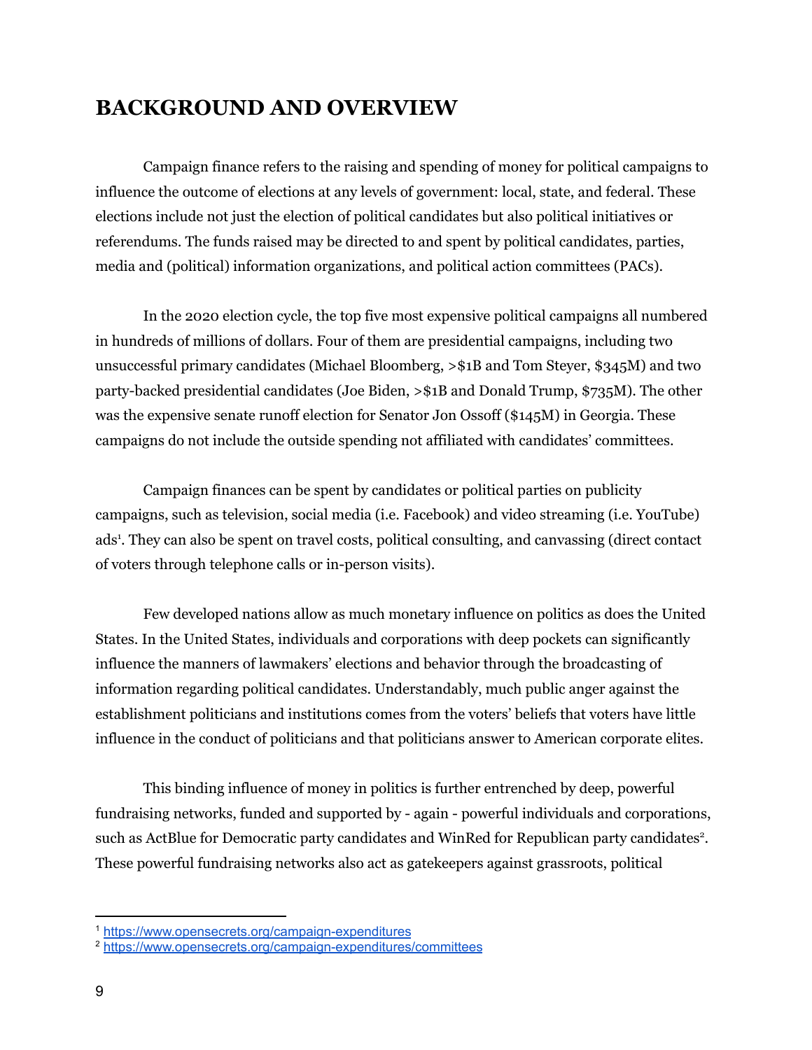# BACKGROUND AND OVERVIEW

Campaign finance refers to the raising and spending of money for political campaigns to influence the outcome of elections at any levels of government: local, state, and federal. These elections include not just the election of political candidates but also political initiatives or referendums. The funds raised may be directed to and spent by political candidates, parties, media and (political) information organizations, and political action committees (PACs).

In the 2020 election cycle, the top five most expensive political campaigns all numbered in hundreds of millions of dollars. Four of them are presidential campaigns, including two unsuccessful primary candidates (Michael Bloomberg, >$1B and Tom Steyer, $345M) and two party-backed presidential candidates (Joe Biden, >$1B and Donald Trump, $735M). The other was the expensive senate runoff election for Senator Jon Ossoff ($145M) in Georgia. These campaigns do not include the outside spending not affiliated with candidates' committees.

Campaign finances can be spent by candidates or political parties on publicity campaigns, such as television, social media (i.e. Facebook) and video streaming (i.e. YouTube) ads[1]. They can also be spent on travel costs, political consulting, and canvassing (direct contact of voters through telephone calls or in-person visits).

Few developed nations allow as much monetary influence on politics as does the United States. In the United States, individuals and corporations with deep pockets can significantly influence the manners of lawmakers' elections and behavior through the broadcasting of information regarding political candidates. Understandably, much public anger against the establishment politicians and institutions comes from the voters' beliefs that voters have little influence in the conduct of politicians and that politicians answer to American corporate elites.

This binding influence of money in politics is further entrenched by deep, powerful fundraising networks, funded and supported by - again - powerful individuals and corporations, such as ActBlue for Democratic party candidates and WinRed for Republican party candidates[2]. These powerful fundraising networks also act as gatekeepers against grassroots, political

[1] https://www.opensecrets.org/campaign-expenditures

[2] https://www.opensecrets.org/campaign-expenditures/committees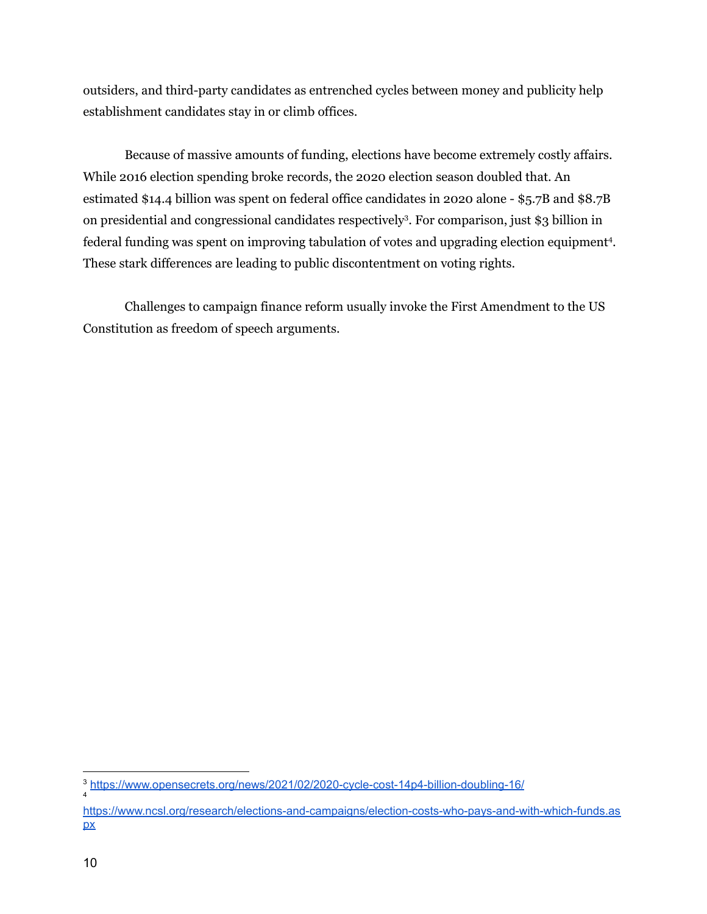outsiders, and third-party candidates as entrenched cycles between money and publicity help establishment candidates stay in or climb offices.

Because of massive amounts of funding, elections have become extremely costly affairs. While 2016 election spending broke records, the 2020 election season doubled that. An estimated $14.4 billion was spent on federal office candidates in 2020 alone - $5.7B and $8.7B on presidential and congressional candidates respectively[3]. For comparison, just $3 billion in federal funding was spent on improving tabulation of votes and upgrading election equipment[4]. These stark differences are leading to public discontentment on voting rights.

Challenges to campaign finance reform usually invoke the First Amendment to the US Constitution as freedom of speech arguments.

---

[3] https://www.opensecrets.org/news/2021/02/2020-cycle-cost-14p4-billion-doubling-16/

[4] https://www.ncsl.org/research/elections-and-campaigns/election-costs-who-pays-and-with-which-funds.aspx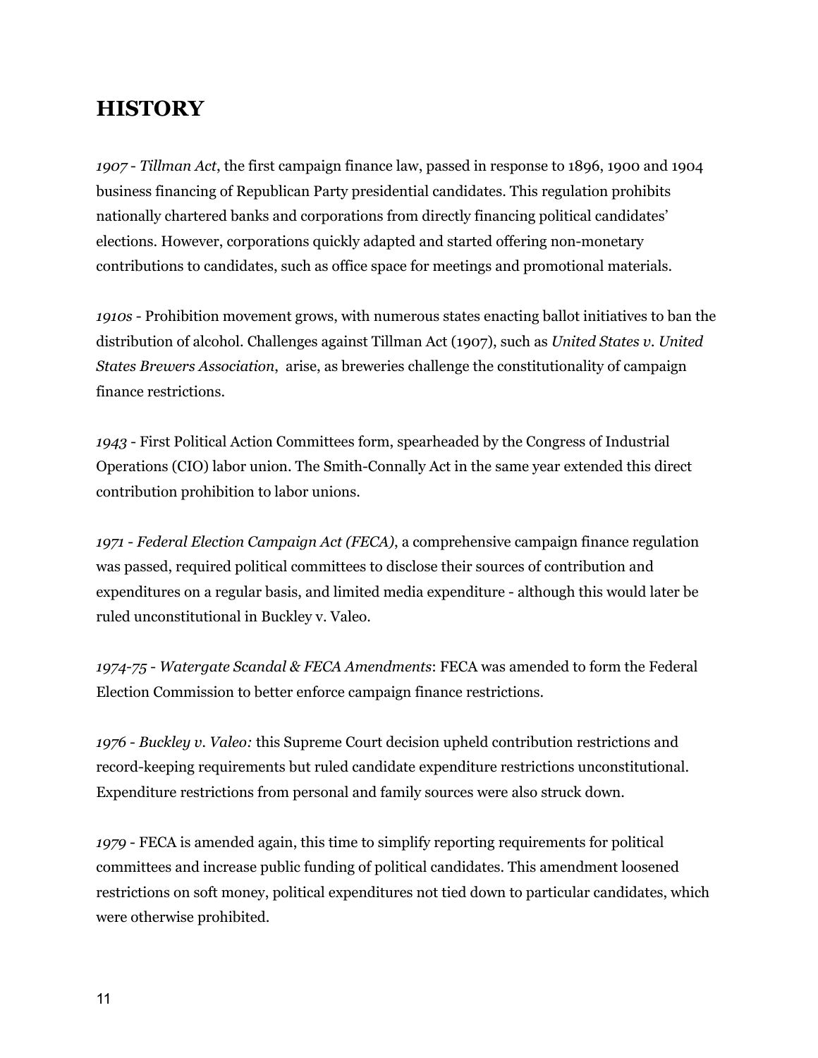## HISTORY

*1907 - Tillman Act*, the first campaign finance law, passed in response to 1896, 1900 and 1904 business financing of Republican Party presidential candidates. This regulation prohibits nationally chartered banks and corporations from directly financing political candidates' elections. However, corporations quickly adapted and started offering non-monetary contributions to candidates, such as office space for meetings and promotional materials.

*1910s* - Prohibition movement grows, with numerous states enacting ballot initiatives to ban the distribution of alcohol. Challenges against Tillman Act (1907), such as *United States v. United States Brewers Association*, arise, as breweries challenge the constitutionality of campaign finance restrictions.

*1943* - First Political Action Committees form, spearheaded by the Congress of Industrial Operations (CIO) labor union. The Smith-Connally Act in the same year extended this direct contribution prohibition to labor unions.

*1971 - Federal Election Campaign Act (FECA)*, a comprehensive campaign finance regulation was passed, required political committees to disclose their sources of contribution and expenditures on a regular basis, and limited media expenditure - although this would later be ruled unconstitutional in Buckley v. Valeo.

*1974-75 - Watergate Scandal & FECA Amendments*: FECA was amended to form the Federal Election Commission to better enforce campaign finance restrictions.

*1976 - Buckley v. Valeo:* this Supreme Court decision upheld contribution restrictions and record-keeping requirements but ruled candidate expenditure restrictions unconstitutional. Expenditure restrictions from personal and family sources were also struck down.

*1979* - FECA is amended again, this time to simplify reporting requirements for political committees and increase public funding of political candidates. This amendment loosened restrictions on soft money, political expenditures not tied down to particular candidates, which were otherwise prohibited.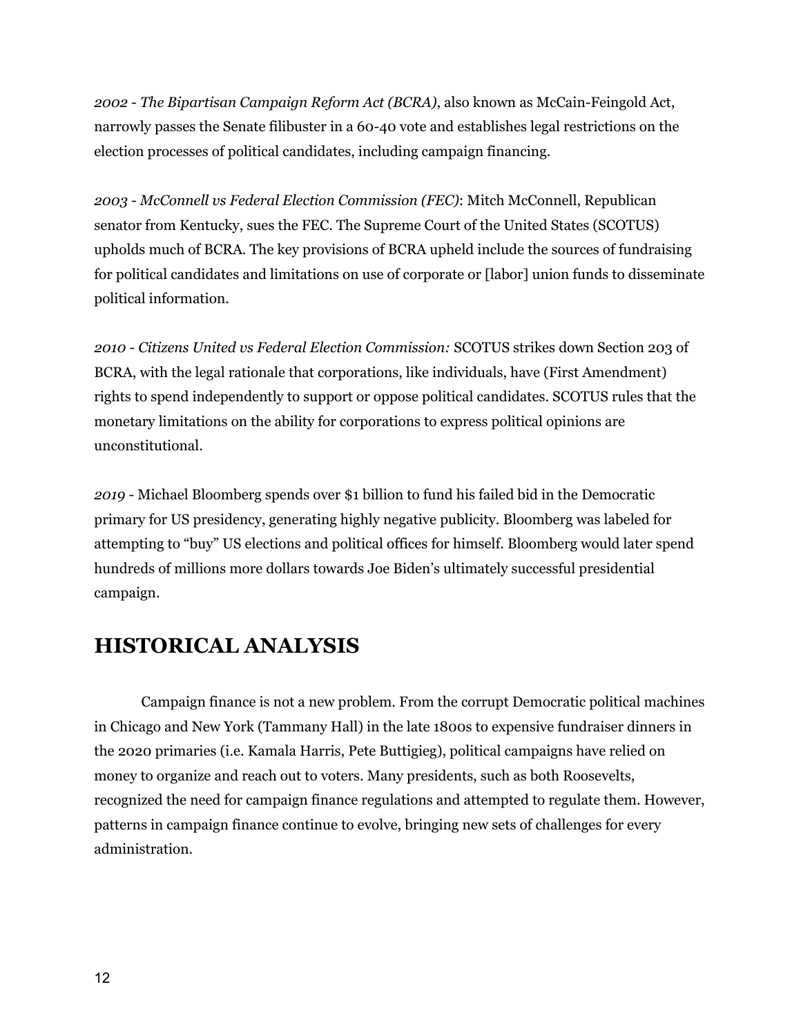*2002 - The Bipartisan Campaign Reform Act (BCRA)*, also known as McCain-Feingold Act, narrowly passes the Senate filibuster in a 60-40 vote and establishes legal restrictions on the election processes of political candidates, including campaign financing.

*2003 - McConnell vs Federal Election Commission (FEC)*: Mitch McConnell, Republican senator from Kentucky, sues the FEC. The Supreme Court of the United States (SCOTUS) upholds much of BCRA. The key provisions of BCRA upheld include the sources of fundraising for political candidates and limitations on use of corporate or [labor] union funds to disseminate political information.

*2010 - Citizens United vs Federal Election Commission:* SCOTUS strikes down Section 203 of BCRA, with the legal rationale that corporations, like individuals, have (First Amendment) rights to spend independently to support or oppose political candidates. SCOTUS rules that the monetary limitations on the ability for corporations to express political opinions are unconstitutional.

*2019* - Michael Bloomberg spends over $1 billion to fund his failed bid in the Democratic primary for US presidency, generating highly negative publicity. Bloomberg was labeled for attempting to "buy" US elections and political offices for himself. Bloomberg would later spend hundreds of millions more dollars towards Joe Biden's ultimately successful presidential campaign.

## HISTORICAL ANALYSIS

Campaign finance is not a new problem. From the corrupt Democratic political machines in Chicago and New York (Tammany Hall) in the late 1800s to expensive fundraiser dinners in the 2020 primaries (i.e. Kamala Harris, Pete Buttigieg), political campaigns have relied on money to organize and reach out to voters. Many presidents, such as both Roosevelts, recognized the need for campaign finance regulations and attempted to regulate them. However, patterns in campaign finance continue to evolve, bringing new sets of challenges for every administration.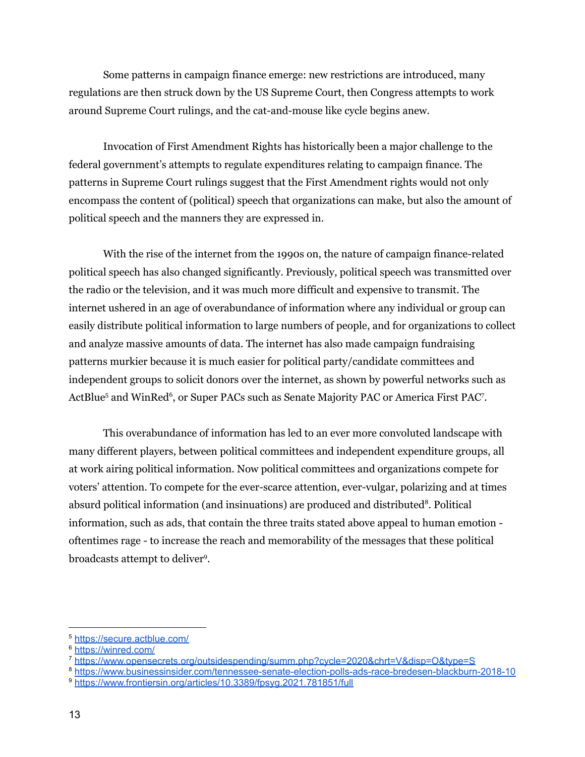Some patterns in campaign finance emerge: new restrictions are introduced, many regulations are then struck down by the US Supreme Court, then Congress attempts to work around Supreme Court rulings, and the cat-and-mouse like cycle begins anew.

Invocation of First Amendment Rights has historically been a major challenge to the federal government's attempts to regulate expenditures relating to campaign finance. The patterns in Supreme Court rulings suggest that the First Amendment rights would not only encompass the content of (political) speech that organizations can make, but also the amount of political speech and the manners they are expressed in.

With the rise of the internet from the 1990s on, the nature of campaign finance-related political speech has also changed significantly. Previously, political speech was transmitted over the radio or the television, and it was much more difficult and expensive to transmit. The internet ushered in an age of overabundance of information where any individual or group can easily distribute political information to large numbers of people, and for organizations to collect and analyze massive amounts of data. The internet has also made campaign fundraising patterns murkier because it is much easier for political party/candidate committees and independent groups to solicit donors over the internet, as shown by powerful networks such as ActBlue[5] and WinRed[6], or Super PACs such as Senate Majority PAC or America First PAC[7].

This overabundance of information has led to an ever more convoluted landscape with many different players, between political committees and independent expenditure groups, all at work airing political information. Now political committees and organizations compete for voters' attention. To compete for the ever-scarce attention, ever-vulgar, polarizing and at times absurd political information (and insinuations) are produced and distributed[8]. Political information, such as ads, that contain the three traits stated above appeal to human emotion - oftentimes rage - to increase the reach and memorability of the messages that these political broadcasts attempt to deliver[9].

---

[5] https://secure.actblue.com/

[6] https://winred.com/

[7] https://www.opensecrets.org/outsidespending/summ.php?cycle=2020&chrt=V&disp=O&type=S

[8] https://www.businessinsider.com/tennessee-senate-election-polls-ads-race-bredesen-blackburn-2018-10

[9] https://www.frontiersin.org/articles/10.3389/fpsyg.2021.781851/full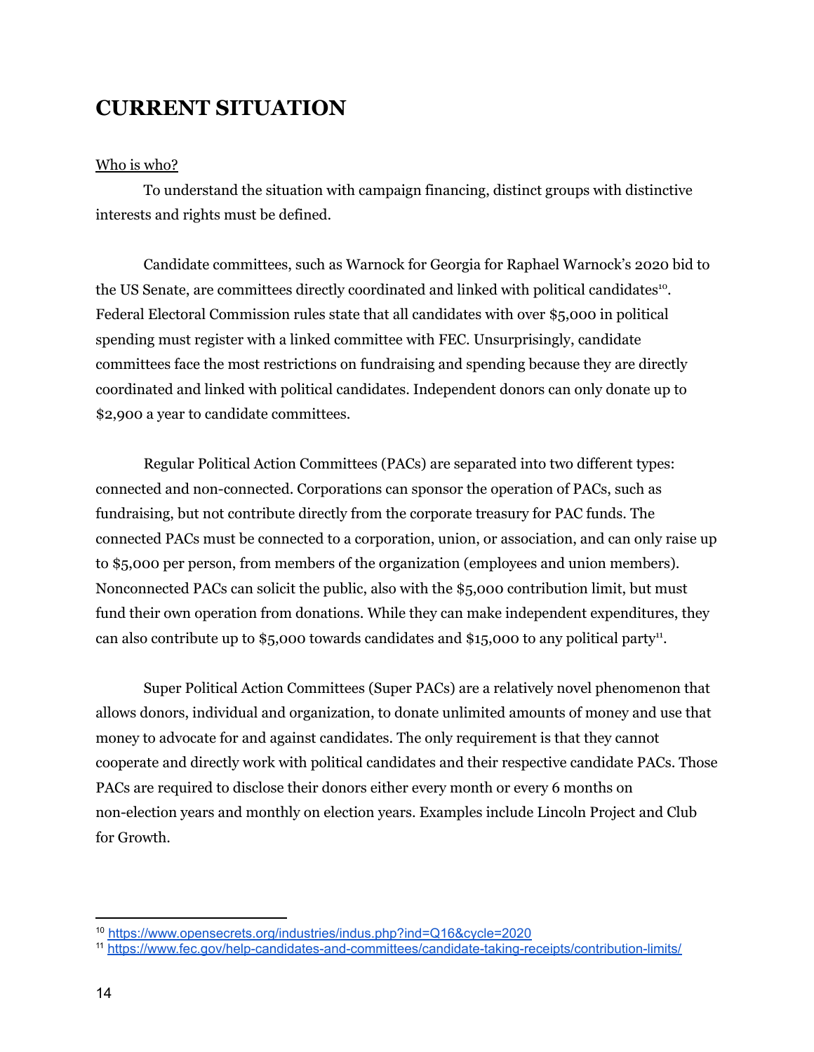# CURRENT SITUATION

Who is who?

To understand the situation with campaign financing, distinct groups with distinctive interests and rights must be defined.

Candidate committees, such as Warnock for Georgia for Raphael Warnock's 2020 bid to the US Senate, are committees directly coordinated and linked with political candidates[10]. Federal Electoral Commission rules state that all candidates with over $5,000 in political spending must register with a linked committee with FEC. Unsurprisingly, candidate committees face the most restrictions on fundraising and spending because they are directly coordinated and linked with political candidates. Independent donors can only donate up to $2,900 a year to candidate committees.

Regular Political Action Committees (PACs) are separated into two different types: connected and non-connected. Corporations can sponsor the operation of PACs, such as fundraising, but not contribute directly from the corporate treasury for PAC funds. The connected PACs must be connected to a corporation, union, or association, and can only raise up to $5,000 per person, from members of the organization (employees and union members). Nonconnected PACs can solicit the public, also with the $5,000 contribution limit, but must fund their own operation from donations. While they can make independent expenditures, they can also contribute up to $5,000 towards candidates and $15,000 to any political party[11].

Super Political Action Committees (Super PACs) are a relatively novel phenomenon that allows donors, individual and organization, to donate unlimited amounts of money and use that money to advocate for and against candidates. The only requirement is that they cannot cooperate and directly work with political candidates and their respective candidate PACs. Those PACs are required to disclose their donors either every month or every 6 months on non-election years and monthly on election years. Examples include Lincoln Project and Club for Growth.

---

[10] https://www.opensecrets.org/industries/indus.php?ind=Q16&cycle=2020

[11] https://www.fec.gov/help-candidates-and-committees/candidate-taking-receipts/contribution-limits/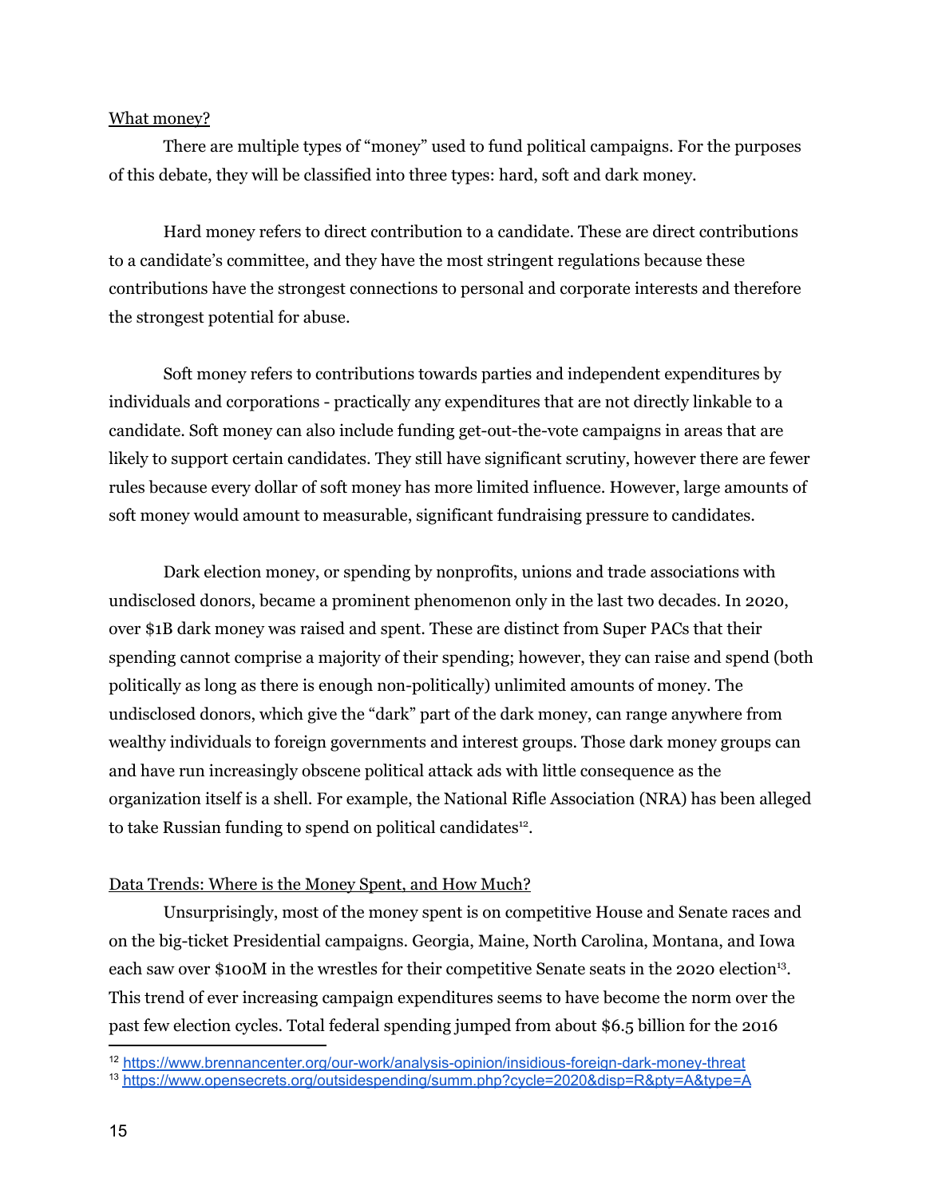What money?

There are multiple types of "money" used to fund political campaigns. For the purposes of this debate, they will be classified into three types: hard, soft and dark money.

Hard money refers to direct contribution to a candidate. These are direct contributions to a candidate's committee, and they have the most stringent regulations because these contributions have the strongest connections to personal and corporate interests and therefore the strongest potential for abuse.

Soft money refers to contributions towards parties and independent expenditures by individuals and corporations - practically any expenditures that are not directly linkable to a candidate. Soft money can also include funding get-out-the-vote campaigns in areas that are likely to support certain candidates. They still have significant scrutiny, however there are fewer rules because every dollar of soft money has more limited influence. However, large amounts of soft money would amount to measurable, significant fundraising pressure to candidates.

Dark election money, or spending by nonprofits, unions and trade associations with undisclosed donors, became a prominent phenomenon only in the last two decades. In 2020, over $1B dark money was raised and spent. These are distinct from Super PACs that their spending cannot comprise a majority of their spending; however, they can raise and spend (both politically as long as there is enough non-politically) unlimited amounts of money. The undisclosed donors, which give the "dark" part of the dark money, can range anywhere from wealthy individuals to foreign governments and interest groups. Those dark money groups can and have run increasingly obscene political attack ads with little consequence as the organization itself is a shell. For example, the National Rifle Association (NRA) has been alleged to take Russian funding to spend on political candidates[12].

Data Trends: Where is the Money Spent, and How Much?

Unsurprisingly, most of the money spent is on competitive House and Senate races and on the big-ticket Presidential campaigns. Georgia, Maine, North Carolina, Montana, and Iowa each saw over $100M in the wrestles for their competitive Senate seats in the 2020 election[13]. This trend of ever increasing campaign expenditures seems to have become the norm over the past few election cycles. Total federal spending jumped from about $6.5 billion for the 2016

---

[12] https://www.brennancenter.org/our-work/analysis-opinion/insidious-foreign-dark-money-threat

[13] https://www.opensecrets.org/outsidespending/summ.php?cycle=2020&disp=R&pty=A&type=A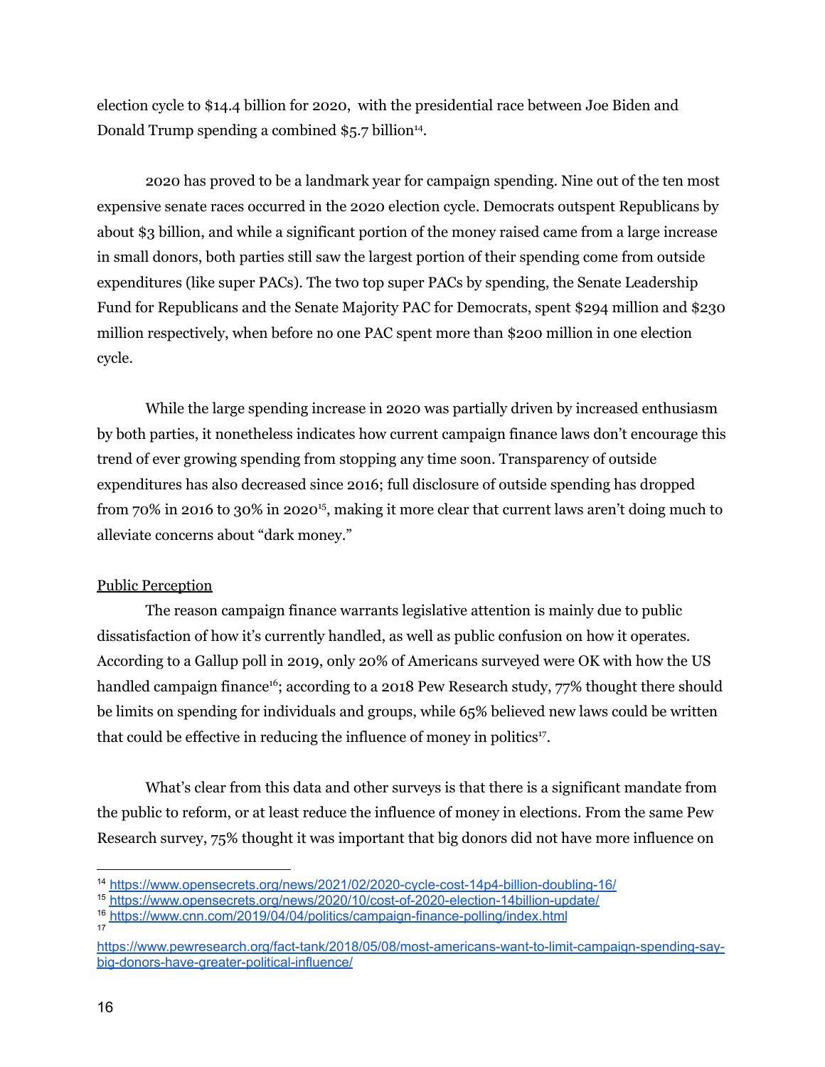election cycle to $14.4 billion for 2020, with the presidential race between Joe Biden and Donald Trump spending a combined $5.7 billion[14].

2020 has proved to be a landmark year for campaign spending. Nine out of the ten most expensive senate races occurred in the 2020 election cycle. Democrats outspent Republicans by about $3 billion, and while a significant portion of the money raised came from a large increase in small donors, both parties still saw the largest portion of their spending come from outside expenditures (like super PACs). The two top super PACs by spending, the Senate Leadership Fund for Republicans and the Senate Majority PAC for Democrats, spent $294 million and $230 million respectively, when before no one PAC spent more than $200 million in one election cycle.

While the large spending increase in 2020 was partially driven by increased enthusiasm by both parties, it nonetheless indicates how current campaign finance laws don't encourage this trend of ever growing spending from stopping any time soon. Transparency of outside expenditures has also decreased since 2016; full disclosure of outside spending has dropped from 70% in 2016 to 30% in 2020[15], making it more clear that current laws aren't doing much to alleviate concerns about "dark money."

<u>Public Perception</u>

The reason campaign finance warrants legislative attention is mainly due to public dissatisfaction of how it's currently handled, as well as public confusion on how it operates. According to a Gallup poll in 2019, only 20% of Americans surveyed were OK with how the US handled campaign finance[16]; according to a 2018 Pew Research study, 77% thought there should be limits on spending for individuals and groups, while 65% believed new laws could be written that could be effective in reducing the influence of money in politics[17].

What's clear from this data and other surveys is that there is a significant mandate from the public to reform, or at least reduce the influence of money in elections. From the same Pew Research survey, 75% thought it was important that big donors did not have more influence on

---

[14] https://www.opensecrets.org/news/2021/02/2020-cycle-cost-14p4-billion-doubling-16/

[15] https://www.opensecrets.org/news/2020/10/cost-of-2020-election-14billion-update/

[16] https://www.cnn.com/2019/04/04/politics/campaign-finance-polling/index.html

[17] https://www.pewresearch.org/fact-tank/2018/05/08/most-americans-want-to-limit-campaign-spending-say-big-donors-have-greater-political-influence/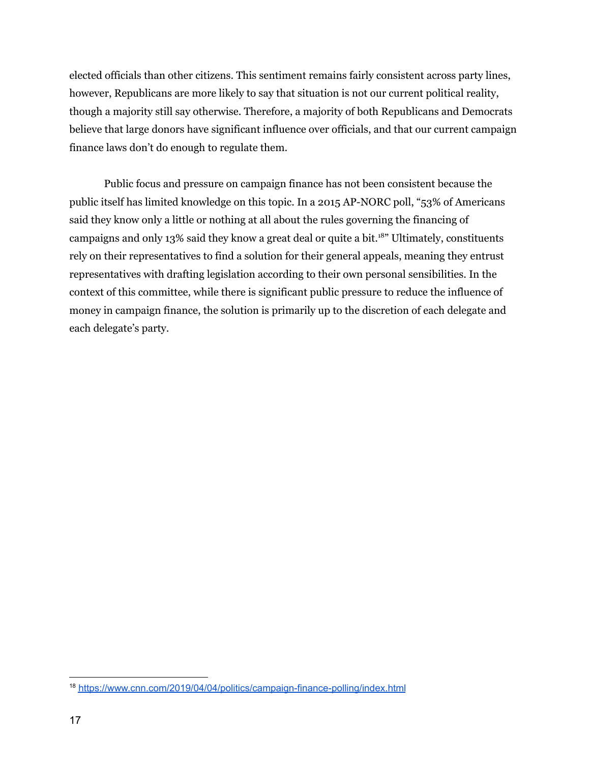elected officials than other citizens. This sentiment remains fairly consistent across party lines, however, Republicans are more likely to say that situation is not our current political reality, though a majority still say otherwise. Therefore, a majority of both Republicans and Democrats believe that large donors have significant influence over officials, and that our current campaign finance laws don't do enough to regulate them.

Public focus and pressure on campaign finance has not been consistent because the public itself has limited knowledge on this topic. In a 2015 AP-NORC poll, "53% of Americans said they know only a little or nothing at all about the rules governing the financing of campaigns and only 13% said they know a great deal or quite a bit.[18]" Ultimately, constituents rely on their representatives to find a solution for their general appeals, meaning they entrust representatives with drafting legislation according to their own personal sensibilities. In the context of this committee, while there is significant public pressure to reduce the influence of money in campaign finance, the solution is primarily up to the discretion of each delegate and each delegate's party.

---

[18] https://www.cnn.com/2019/04/04/politics/campaign-finance-polling/index.html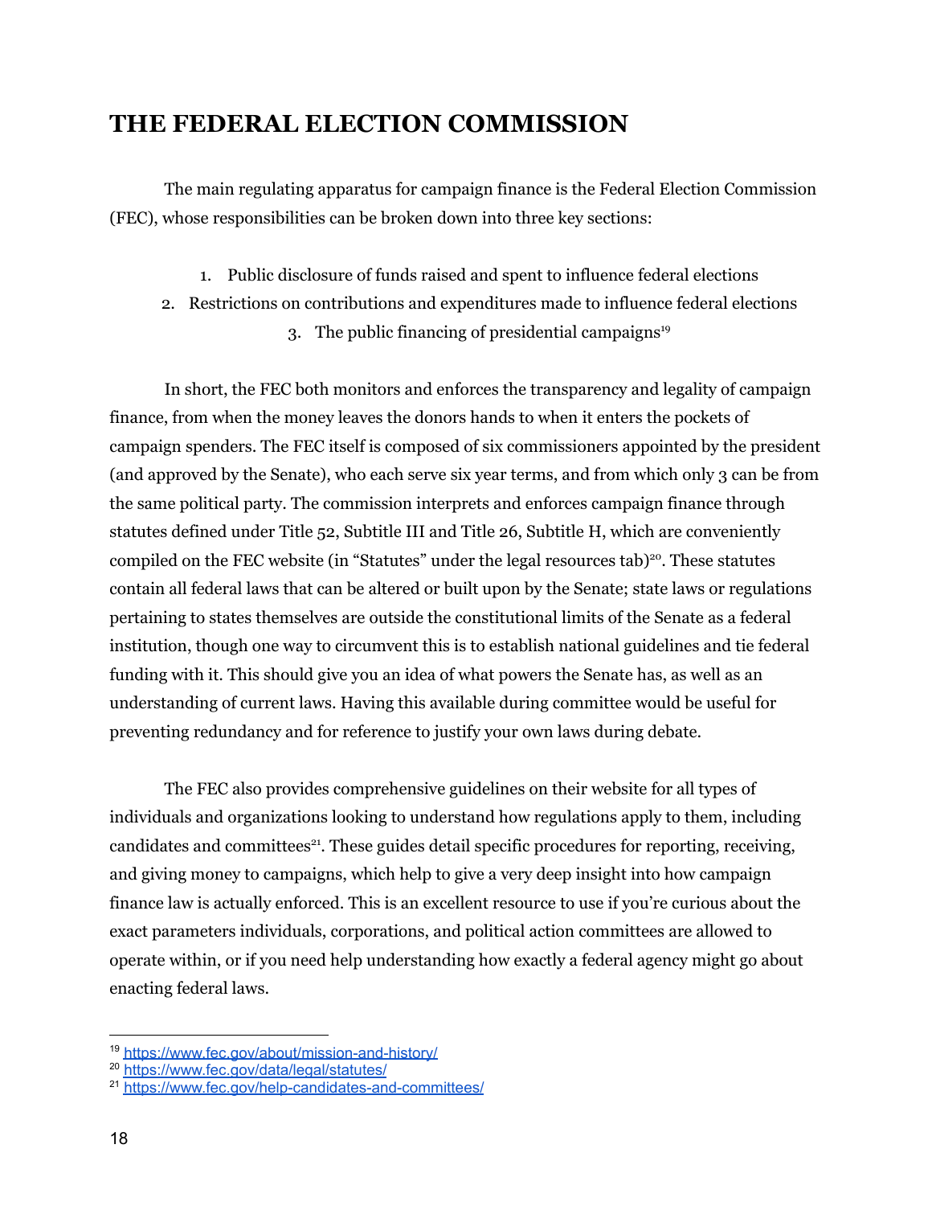# THE FEDERAL ELECTION COMMISSION

The main regulating apparatus for campaign finance is the Federal Election Commission (FEC), whose responsibilities can be broken down into three key sections:

1. Public disclosure of funds raised and spent to influence federal elections
2. Restrictions on contributions and expenditures made to influence federal elections
3. The public financing of presidential campaigns[19]

In short, the FEC both monitors and enforces the transparency and legality of campaign finance, from when the money leaves the donors hands to when it enters the pockets of campaign spenders. The FEC itself is composed of six commissioners appointed by the president (and approved by the Senate), who each serve six year terms, and from which only 3 can be from the same political party. The commission interprets and enforces campaign finance through statutes defined under Title 52, Subtitle III and Title 26, Subtitle H, which are conveniently compiled on the FEC website (in "Statutes" under the legal resources tab)[20]. These statutes contain all federal laws that can be altered or built upon by the Senate; state laws or regulations pertaining to states themselves are outside the constitutional limits of the Senate as a federal institution, though one way to circumvent this is to establish national guidelines and tie federal funding with it. This should give you an idea of what powers the Senate has, as well as an understanding of current laws. Having this available during committee would be useful for preventing redundancy and for reference to justify your own laws during debate.

The FEC also provides comprehensive guidelines on their website for all types of individuals and organizations looking to understand how regulations apply to them, including candidates and committees[21]. These guides detail specific procedures for reporting, receiving, and giving money to campaigns, which help to give a very deep insight into how campaign finance law is actually enforced. This is an excellent resource to use if you're curious about the exact parameters individuals, corporations, and political action committees are allowed to operate within, or if you need help understanding how exactly a federal agency might go about enacting federal laws.

---

[19] https://www.fec.gov/about/mission-and-history/

[20] https://www.fec.gov/data/legal/statutes/

[21] https://www.fec.gov/help-candidates-and-committees/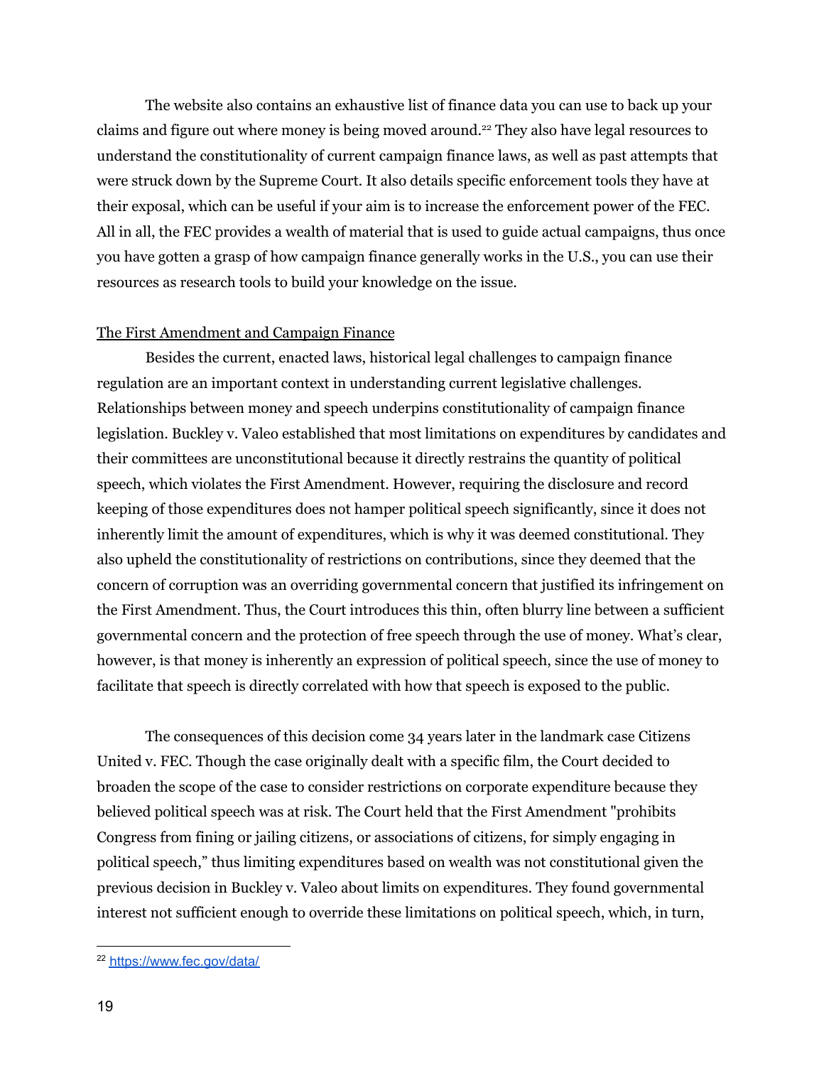The website also contains an exhaustive list of finance data you can use to back up your claims and figure out where money is being moved around.[22] They also have legal resources to understand the constitutionality of current campaign finance laws, as well as past attempts that were struck down by the Supreme Court. It also details specific enforcement tools they have at their exposal, which can be useful if your aim is to increase the enforcement power of the FEC. All in all, the FEC provides a wealth of material that is used to guide actual campaigns, thus once you have gotten a grasp of how campaign finance generally works in the U.S., you can use their resources as research tools to build your knowledge on the issue.

<u>The First Amendment and Campaign Finance</u>

Besides the current, enacted laws, historical legal challenges to campaign finance regulation are an important context in understanding current legislative challenges. Relationships between money and speech underpins constitutionality of campaign finance legislation. Buckley v. Valeo established that most limitations on expenditures by candidates and their committees are unconstitutional because it directly restrains the quantity of political speech, which violates the First Amendment. However, requiring the disclosure and record keeping of those expenditures does not hamper political speech significantly, since it does not inherently limit the amount of expenditures, which is why it was deemed constitutional. They also upheld the constitutionality of restrictions on contributions, since they deemed that the concern of corruption was an overriding governmental concern that justified its infringement on the First Amendment. Thus, the Court introduces this thin, often blurry line between a sufficient governmental concern and the protection of free speech through the use of money. What's clear, however, is that money is inherently an expression of political speech, since the use of money to facilitate that speech is directly correlated with how that speech is exposed to the public.

The consequences of this decision come 34 years later in the landmark case Citizens United v. FEC. Though the case originally dealt with a specific film, the Court decided to broaden the scope of the case to consider restrictions on corporate expenditure because they believed political speech was at risk. The Court held that the First Amendment "prohibits Congress from fining or jailing citizens, or associations of citizens, for simply engaging in political speech," thus limiting expenditures based on wealth was not constitutional given the previous decision in Buckley v. Valeo about limits on expenditures. They found governmental interest not sufficient enough to override these limitations on political speech, which, in turn,

[22] https://www.fec.gov/data/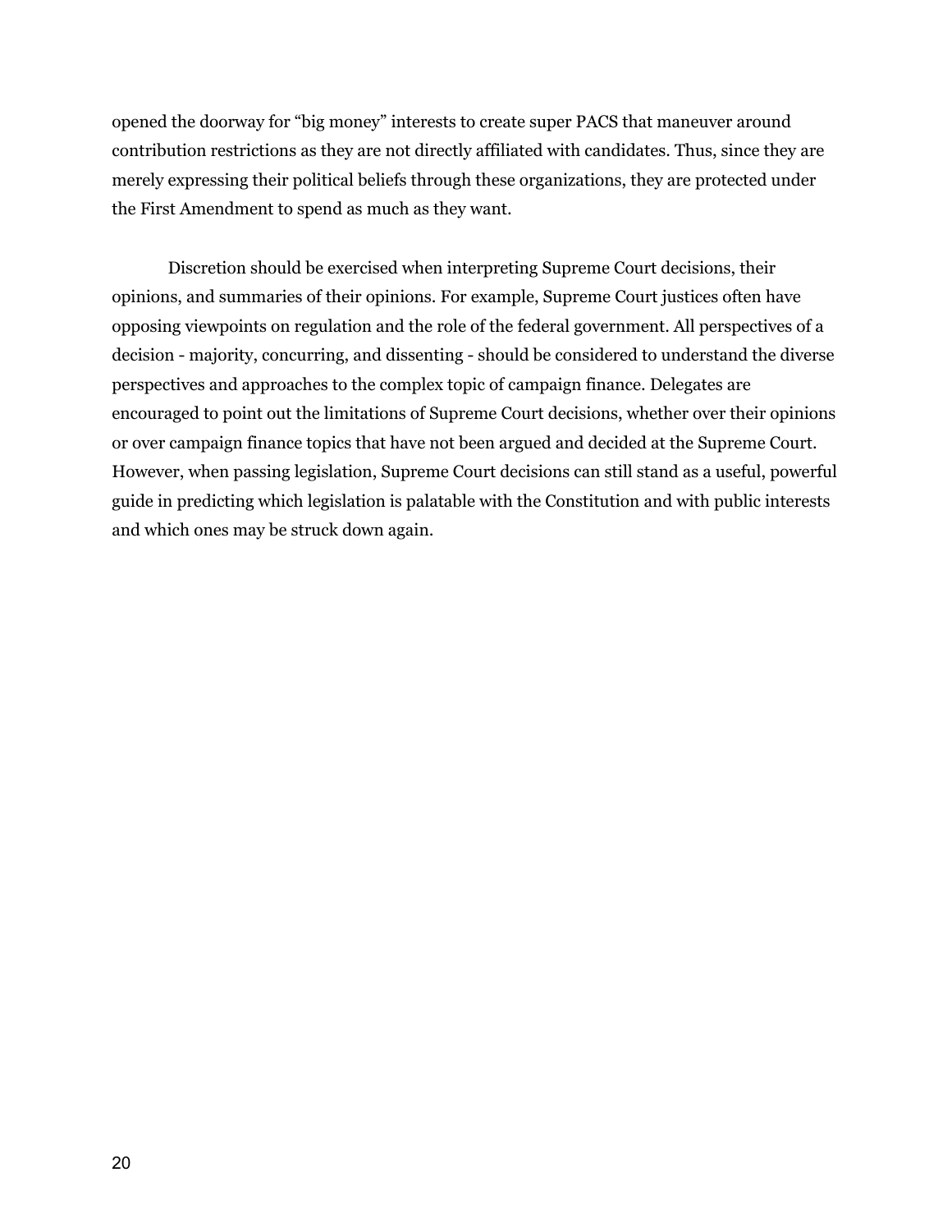opened the doorway for "big money" interests to create super PACS that maneuver around contribution restrictions as they are not directly affiliated with candidates. Thus, since they are merely expressing their political beliefs through these organizations, they are protected under the First Amendment to spend as much as they want.

Discretion should be exercised when interpreting Supreme Court decisions, their opinions, and summaries of their opinions. For example, Supreme Court justices often have opposing viewpoints on regulation and the role of the federal government. All perspectives of a decision - majority, concurring, and dissenting - should be considered to understand the diverse perspectives and approaches to the complex topic of campaign finance. Delegates are encouraged to point out the limitations of Supreme Court decisions, whether over their opinions or over campaign finance topics that have not been argued and decided at the Supreme Court. However, when passing legislation, Supreme Court decisions can still stand as a useful, powerful guide in predicting which legislation is palatable with the Constitution and with public interests and which ones may be struck down again.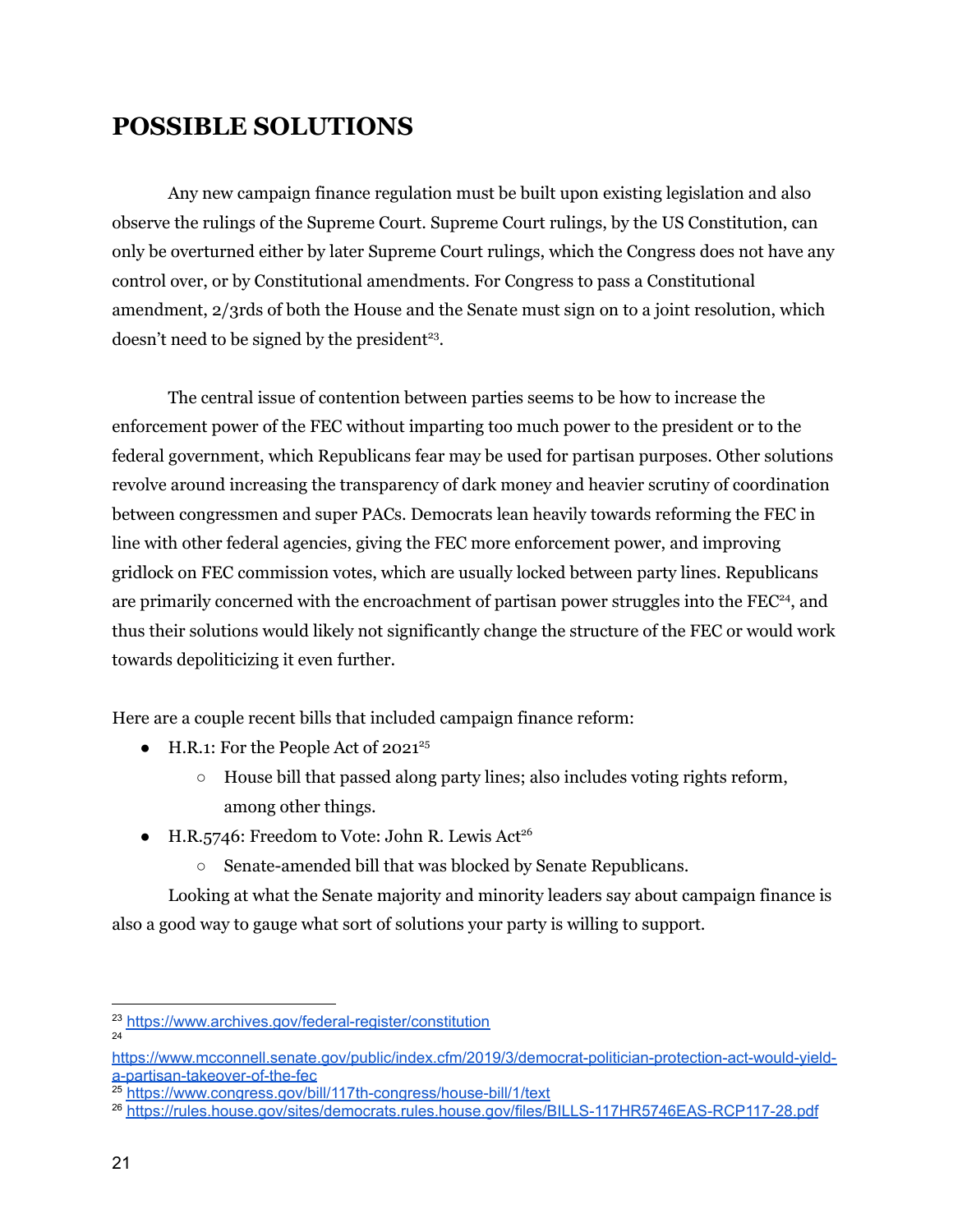## POSSIBLE SOLUTIONS

Any new campaign finance regulation must be built upon existing legislation and also observe the rulings of the Supreme Court. Supreme Court rulings, by the US Constitution, can only be overturned either by later Supreme Court rulings, which the Congress does not have any control over, or by Constitutional amendments. For Congress to pass a Constitutional amendment, 2/3rds of both the House and the Senate must sign on to a joint resolution, which doesn't need to be signed by the president[23].

The central issue of contention between parties seems to be how to increase the enforcement power of the FEC without imparting too much power to the president or to the federal government, which Republicans fear may be used for partisan purposes. Other solutions revolve around increasing the transparency of dark money and heavier scrutiny of coordination between congressmen and super PACs. Democrats lean heavily towards reforming the FEC in line with other federal agencies, giving the FEC more enforcement power, and improving gridlock on FEC commission votes, which are usually locked between party lines. Republicans are primarily concerned with the encroachment of partisan power struggles into the FEC[24], and thus their solutions would likely not significantly change the structure of the FEC or would work towards depoliticizing it even further.

Here are a couple recent bills that included campaign finance reform:

- H.R.1: For the People Act of 2021[25]
  - House bill that passed along party lines; also includes voting rights reform, among other things.
- H.R.5746: Freedom to Vote: John R. Lewis Act[26]
  - Senate-amended bill that was blocked by Senate Republicans.

Looking at what the Senate majority and minority leaders say about campaign finance is also a good way to gauge what sort of solutions your party is willing to support.

---

[23] https://www.archives.gov/federal-register/constitution

[24] https://www.mcconnell.senate.gov/public/index.cfm/2019/3/democrat-politician-protection-act-would-yield-a-partisan-takeover-of-the-fec

[25] https://www.congress.gov/bill/117th-congress/house-bill/1/text

[26] https://rules.house.gov/sites/democrats.rules.house.gov/files/BILLS-117HR5746EAS-RCP117-28.pdf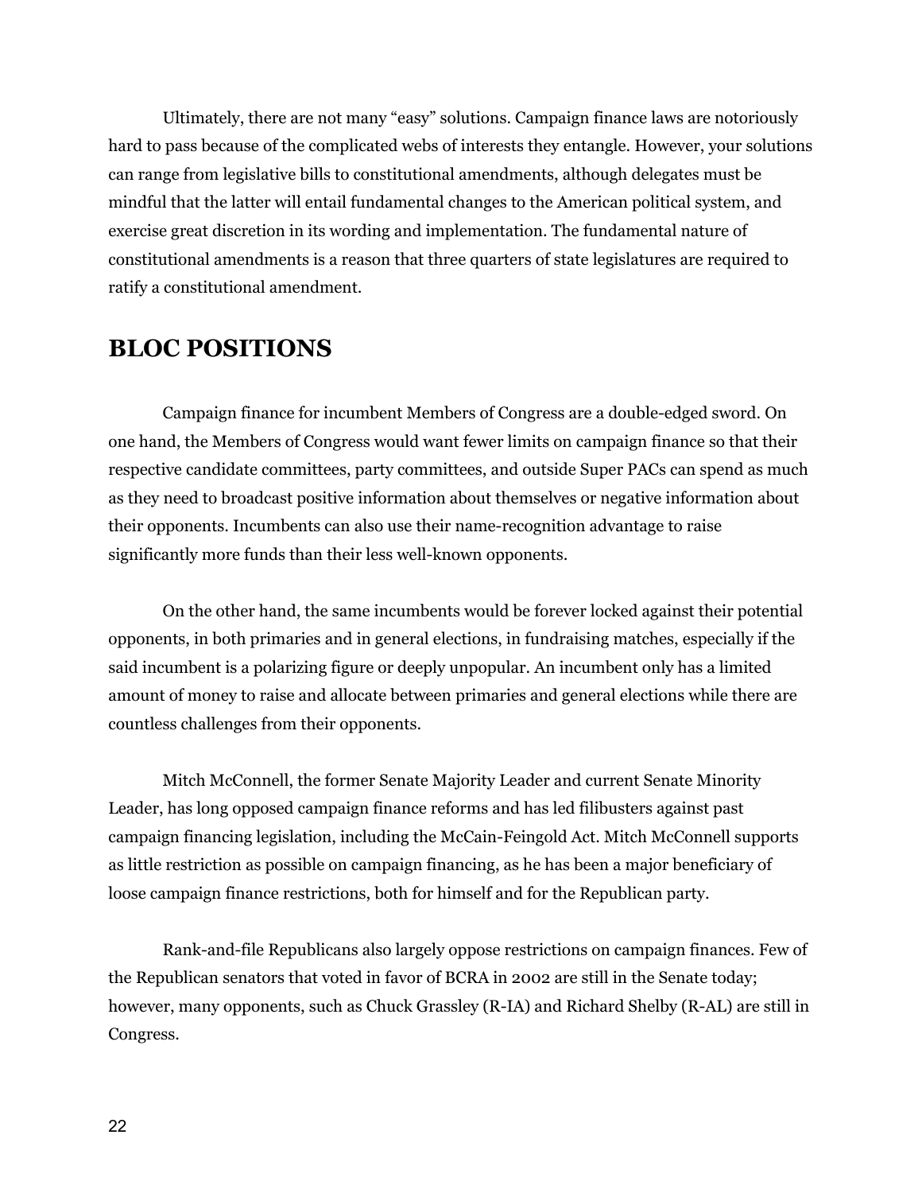Ultimately, there are not many "easy" solutions. Campaign finance laws are notoriously hard to pass because of the complicated webs of interests they entangle. However, your solutions can range from legislative bills to constitutional amendments, although delegates must be mindful that the latter will entail fundamental changes to the American political system, and exercise great discretion in its wording and implementation. The fundamental nature of constitutional amendments is a reason that three quarters of state legislatures are required to ratify a constitutional amendment.

## BLOC POSITIONS

Campaign finance for incumbent Members of Congress are a double-edged sword. On one hand, the Members of Congress would want fewer limits on campaign finance so that their respective candidate committees, party committees, and outside Super PACs can spend as much as they need to broadcast positive information about themselves or negative information about their opponents. Incumbents can also use their name-recognition advantage to raise significantly more funds than their less well-known opponents.

On the other hand, the same incumbents would be forever locked against their potential opponents, in both primaries and in general elections, in fundraising matches, especially if the said incumbent is a polarizing figure or deeply unpopular. An incumbent only has a limited amount of money to raise and allocate between primaries and general elections while there are countless challenges from their opponents.

Mitch McConnell, the former Senate Majority Leader and current Senate Minority Leader, has long opposed campaign finance reforms and has led filibusters against past campaign financing legislation, including the McCain-Feingold Act. Mitch McConnell supports as little restriction as possible on campaign financing, as he has been a major beneficiary of loose campaign finance restrictions, both for himself and for the Republican party.

Rank-and-file Republicans also largely oppose restrictions on campaign finances. Few of the Republican senators that voted in favor of BCRA in 2002 are still in the Senate today; however, many opponents, such as Chuck Grassley (R-IA) and Richard Shelby (R-AL) are still in Congress.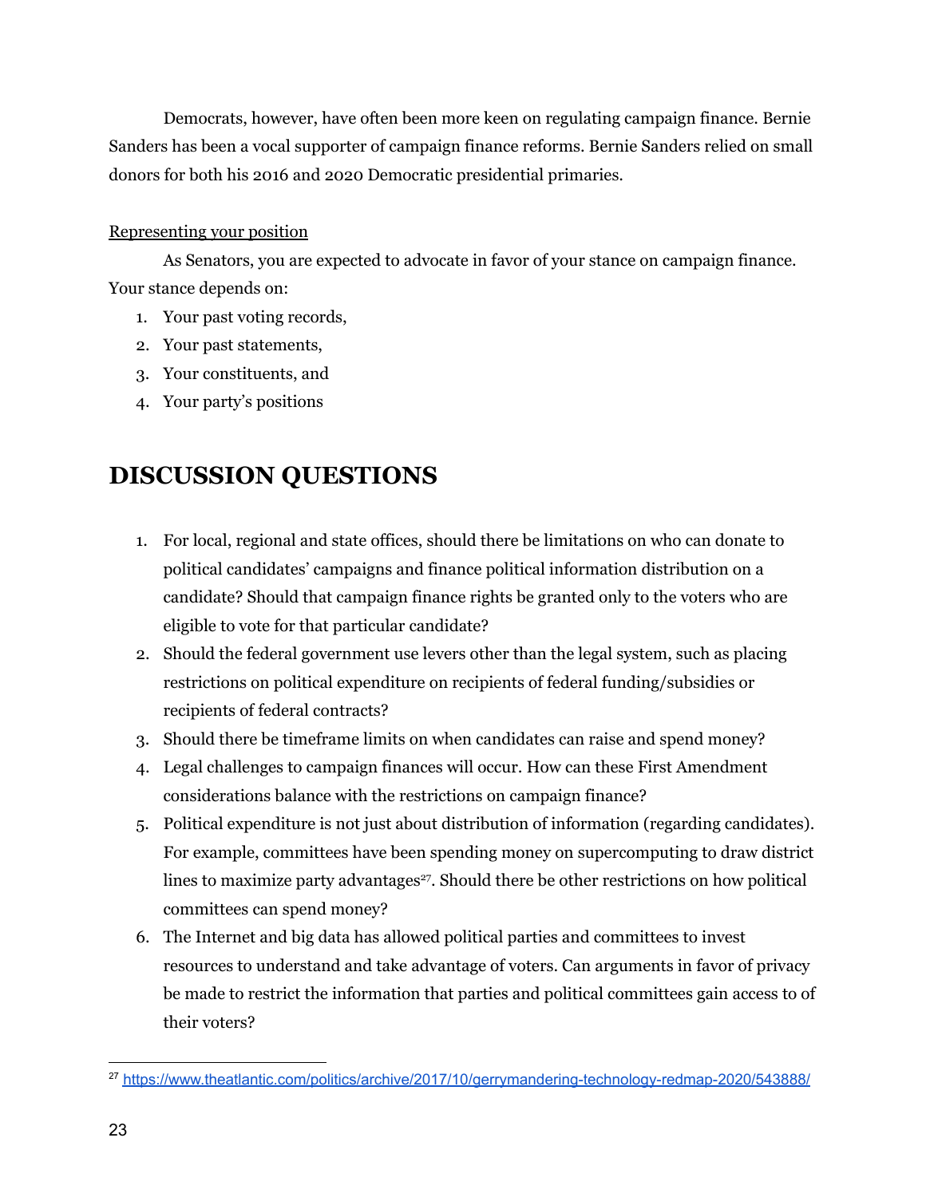Democrats, however, have often been more keen on regulating campaign finance. Bernie Sanders has been a vocal supporter of campaign finance reforms. Bernie Sanders relied on small donors for both his 2016 and 2020 Democratic presidential primaries.

Representing your position

As Senators, you are expected to advocate in favor of your stance on campaign finance. Your stance depends on:

1. Your past voting records,
2. Your past statements,
3. Your constituents, and
4. Your party's positions

# DISCUSSION QUESTIONS

1. For local, regional and state offices, should there be limitations on who can donate to political candidates' campaigns and finance political information distribution on a candidate? Should that campaign finance rights be granted only to the voters who are eligible to vote for that particular candidate?
2. Should the federal government use levers other than the legal system, such as placing restrictions on political expenditure on recipients of federal funding/subsidies or recipients of federal contracts?
3. Should there be timeframe limits on when candidates can raise and spend money?
4. Legal challenges to campaign finances will occur. How can these First Amendment considerations balance with the restrictions on campaign finance?
5. Political expenditure is not just about distribution of information (regarding candidates). For example, committees have been spending money on supercomputing to draw district lines to maximize party advantages[27]. Should there be other restrictions on how political committees can spend money?
6. The Internet and big data has allowed political parties and committees to invest resources to understand and take advantage of voters. Can arguments in favor of privacy be made to restrict the information that parties and political committees gain access to of their voters?

[27] https://www.theatlantic.com/politics/archive/2017/10/gerrymandering-technology-redmap-2020/543888/